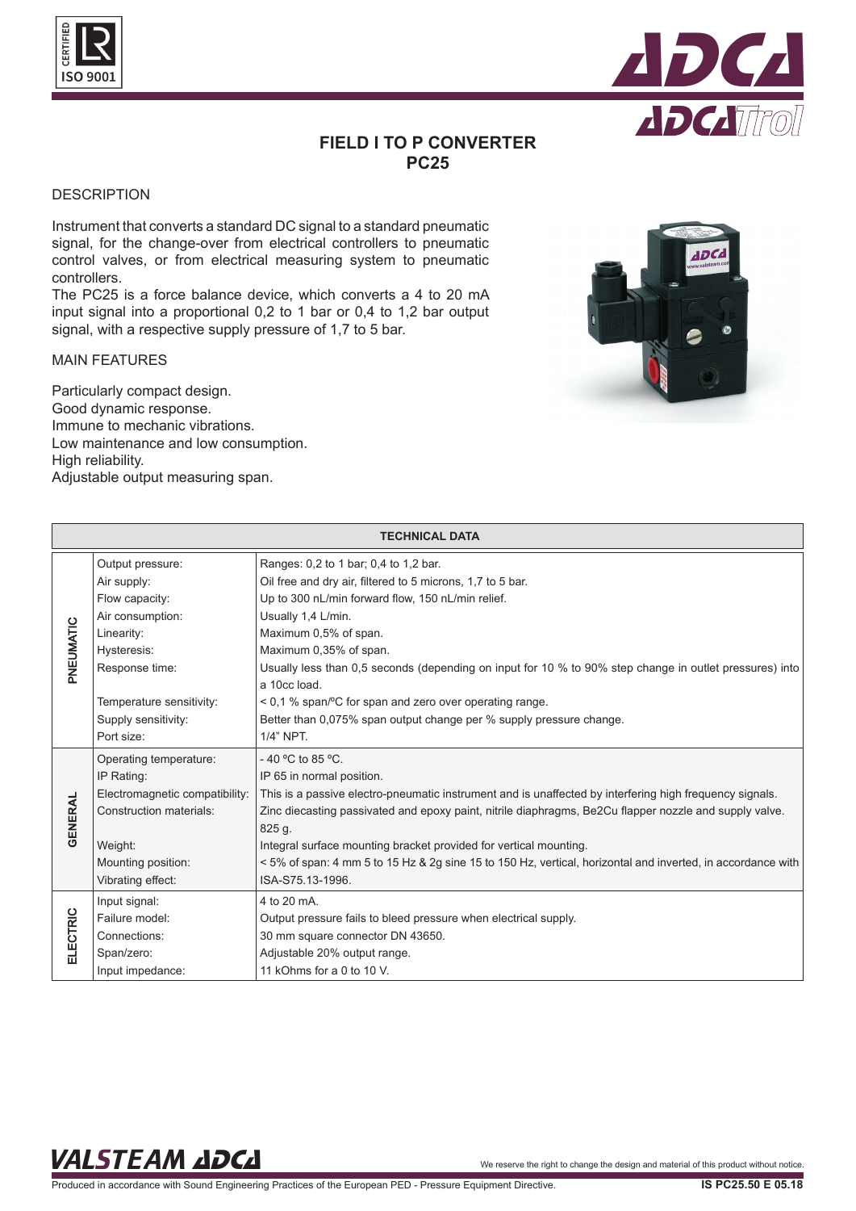# FIELD I TO P CONVERTER
# PC25

## DESCRIPTION

Instrument that converts a standard DC signal to a standard pneumatic signal, for the change-over from electrical controllers to pneumatic control valves, or from electrical measuring system to pneumatic controllers.
The PC25 is a force balance device, which converts a 4 to 20 mA input signal into a proportional 0,2 to 1 bar or 0,4 to 1,2 bar output signal, with a respective supply pressure of 1,7 to 5 bar.

## MAIN FEATURES

Particularly compact design.
Good dynamic response.
Immune to mechanic vibrations.
Low maintenance and low consumption.
High reliability.
Adjustable output measuring span.

| TECHNICAL DATA | | |
|---|---|---|
| PNEUMATIC | Output pressure: | Ranges: 0,2 to 1 bar; 0,4 to 1,2 bar. |
| | Air supply: | Oil free and dry air, filtered to 5 microns, 1,7 to 5 bar. |
| | Flow capacity: | Up to 300 nL/min forward flow, 150 nL/min relief. |
| | Air consumption: | Usually 1,4 L/min. |
| | Linearity: | Maximum 0,5% of span. |
| | Hysteresis: | Maximum 0,35% of span. |
| | Response time: | Usually less than 0,5 seconds (depending on input for 10 % to 90% step change in outlet pressures) into a 10cc load. |
| | Temperature sensitivity: | < 0,1 % span/ºC for span and zero over operating range. |
| | Supply sensitivity: | Better than 0,075% span output change per % supply pressure change. |
| | Port size: | 1/4" NPT. |
| GENERAL | Operating temperature: | - 40 ºC to 85 ºC. |
| | IP Rating: | IP 65 in normal position. |
| | Electromagnetic compatibility: | This is a passive electro-pneumatic instrument and is unaffected by interfering high frequency signals. |
| | Construction materials: | Zinc diecasting passivated and epoxy paint, nitrile diaphragms, Be2Cu flapper nozzle and supply valve. 825 g. |
| | Weight: | Integral surface mounting bracket provided for vertical mounting. |
| | Mounting position: | < 5% of span: 4 mm 5 to 15 Hz & 2g sine 15 to 150 Hz, vertical, horizontal and inverted, in accordance with ISA-S75.13-1996. |
| | Vibrating effect: | |
| ELECTRIC | Input signal: | 4 to 20 mA. |
| | Failure model: | Output pressure fails to bleed pressure when electrical supply. |
| | Connections: | 30 mm square connector DN 43650. |
| | Span/zero: | Adjustable 20% output range. |
| | Input impedance: | 11 kOhms for a 0 to 10 V. |

We reserve the right to change the design and material of this product without notice.

Produced in accordance with Sound Engineering Practices of the European PED - Pressure Equipment Directive.

IS PC25.50 E 05.18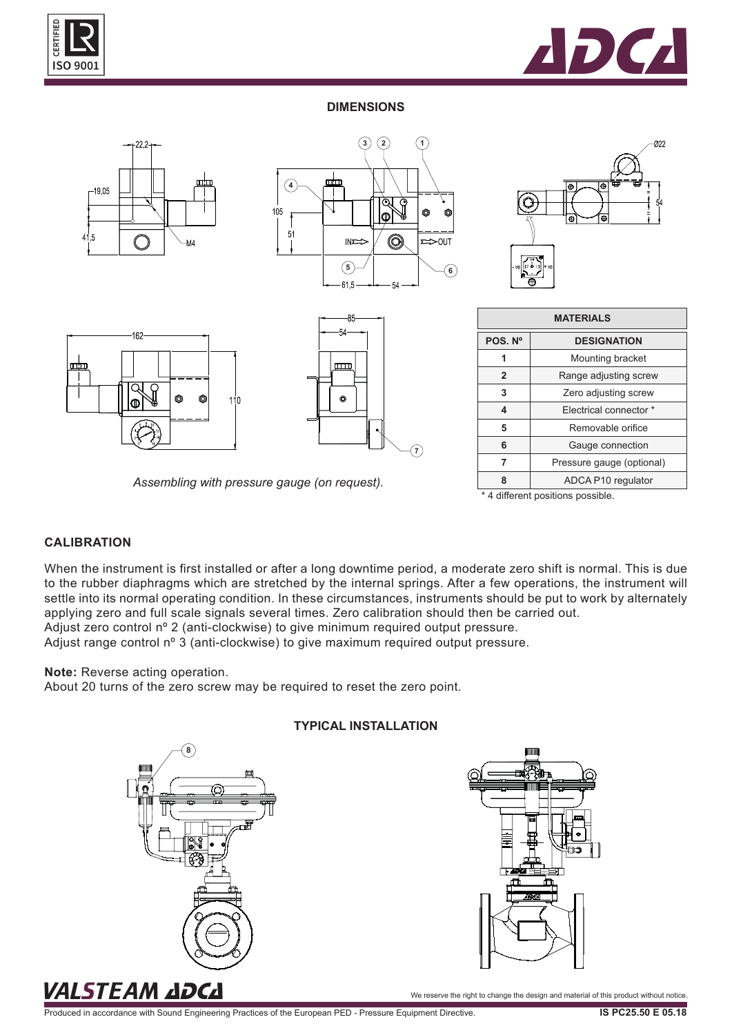## DIMENSIONS

Assembling with pressure gauge (on request).

| MATERIALS | |
|---|---|
| **POS. Nº** | **DESIGNATION** |
| 1 | Mounting bracket |
| 2 | Range adjusting screw |
| 3 | Zero adjusting screw |
| 4 | Electrical connector * |
| 5 | Removable orifice |
| 6 | Gauge connection |
| 7 | Pressure gauge (optional) |
| 8 | ADCA P10 regulator |

\* 4 different positions possible.

## CALIBRATION

When the instrument is first installed or after a long downtime period, a moderate zero shift is normal. This is due to the rubber diaphragms which are stretched by the internal springs. After a few operations, the instrument will settle into its normal operating condition. In these circumstances, instruments should be put to work by alternately applying zero and full scale signals several times. Zero calibration should then be carried out.
Adjust zero control nº 2 (anti-clockwise) to give minimum required output pressure.
Adjust range control nº 3 (anti-clockwise) to give maximum required output pressure.

**Note:** Reverse acting operation.
About 20 turns of the zero screw may be required to reset the zero point.

## TYPICAL INSTALLATION

We reserve the right to change the design and material of this product without notice.

Produced in accordance with Sound Engineering Practices of the European PED - Pressure Equipment Directive.

IS PC25.50 E 05.18